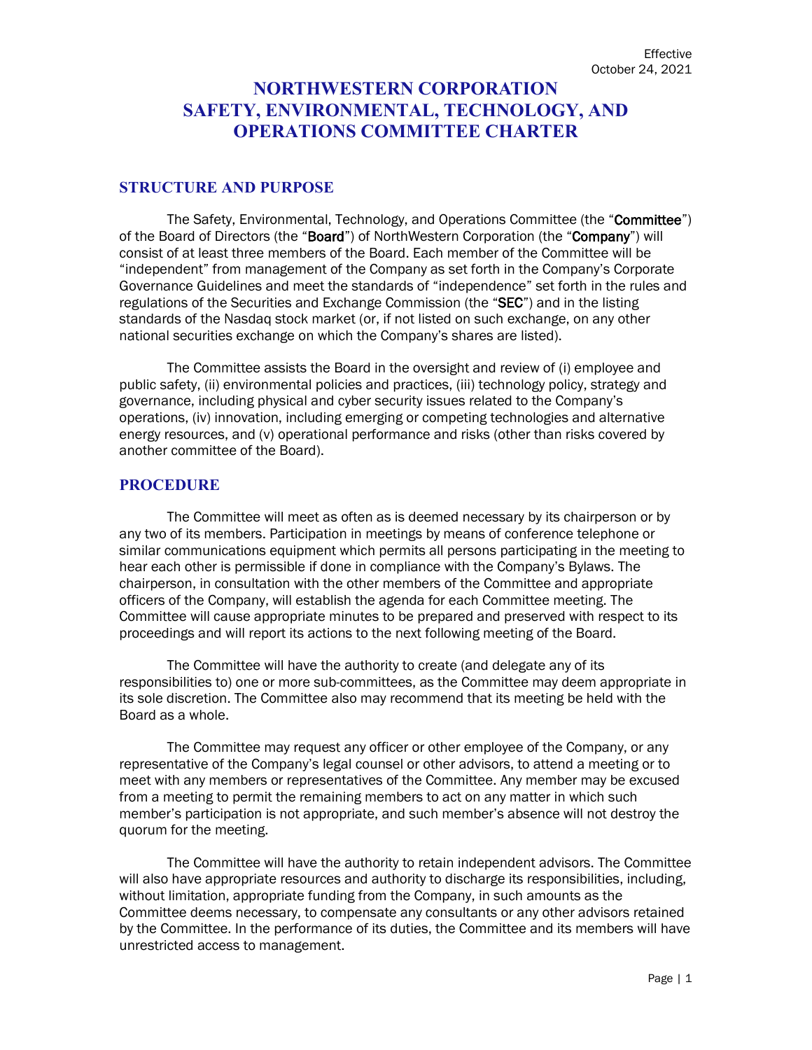Effective
October 24, 2021

# NORTHWESTERN CORPORATION SAFETY, ENVIRONMENTAL, TECHNOLOGY, AND OPERATIONS COMMITTEE CHARTER

## STRUCTURE AND PURPOSE

The Safety, Environmental, Technology, and Operations Committee (the "**Committee**") of the Board of Directors (the "**Board**") of NorthWestern Corporation (the "**Company**") will consist of at least three members of the Board. Each member of the Committee will be "independent" from management of the Company as set forth in the Company's Corporate Governance Guidelines and meet the standards of "independence" set forth in the rules and regulations of the Securities and Exchange Commission (the "**SEC**") and in the listing standards of the Nasdaq stock market (or, if not listed on such exchange, on any other national securities exchange on which the Company's shares are listed).

The Committee assists the Board in the oversight and review of (i) employee and public safety, (ii) environmental policies and practices, (iii) technology policy, strategy and governance, including physical and cyber security issues related to the Company's operations, (iv) innovation, including emerging or competing technologies and alternative energy resources, and (v) operational performance and risks (other than risks covered by another committee of the Board).

## PROCEDURE

The Committee will meet as often as is deemed necessary by its chairperson or by any two of its members. Participation in meetings by means of conference telephone or similar communications equipment which permits all persons participating in the meeting to hear each other is permissible if done in compliance with the Company's Bylaws. The chairperson, in consultation with the other members of the Committee and appropriate officers of the Company, will establish the agenda for each Committee meeting. The Committee will cause appropriate minutes to be prepared and preserved with respect to its proceedings and will report its actions to the next following meeting of the Board.

The Committee will have the authority to create (and delegate any of its responsibilities to) one or more sub-committees, as the Committee may deem appropriate in its sole discretion. The Committee also may recommend that its meeting be held with the Board as a whole.

The Committee may request any officer or other employee of the Company, or any representative of the Company's legal counsel or other advisors, to attend a meeting or to meet with any members or representatives of the Committee. Any member may be excused from a meeting to permit the remaining members to act on any matter in which such member's participation is not appropriate, and such member's absence will not destroy the quorum for the meeting.

The Committee will have the authority to retain independent advisors. The Committee will also have appropriate resources and authority to discharge its responsibilities, including, without limitation, appropriate funding from the Company, in such amounts as the Committee deems necessary, to compensate any consultants or any other advisors retained by the Committee. In the performance of its duties, the Committee and its members will have unrestricted access to management.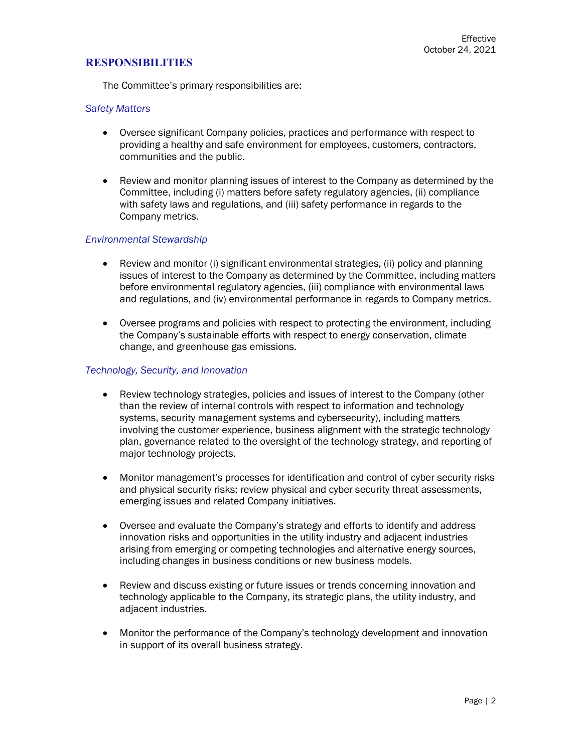## RESPONSIBILITIES

The Committee's primary responsibilities are:

### *Safety Matters*

- Oversee significant Company policies, practices and performance with respect to providing a healthy and safe environment for employees, customers, contractors, communities and the public.
- Review and monitor planning issues of interest to the Company as determined by the Committee, including (i) matters before safety regulatory agencies, (ii) compliance with safety laws and regulations, and (iii) safety performance in regards to the Company metrics.

### *Environmental Stewardship*

- Review and monitor (i) significant environmental strategies, (ii) policy and planning issues of interest to the Company as determined by the Committee, including matters before environmental regulatory agencies, (iii) compliance with environmental laws and regulations, and (iv) environmental performance in regards to Company metrics.
- Oversee programs and policies with respect to protecting the environment, including the Company's sustainable efforts with respect to energy conservation, climate change, and greenhouse gas emissions.

### *Technology, Security, and Innovation*

- Review technology strategies, policies and issues of interest to the Company (other than the review of internal controls with respect to information and technology systems, security management systems and cybersecurity), including matters involving the customer experience, business alignment with the strategic technology plan, governance related to the oversight of the technology strategy, and reporting of major technology projects.
- Monitor management's processes for identification and control of cyber security risks and physical security risks; review physical and cyber security threat assessments, emerging issues and related Company initiatives.
- Oversee and evaluate the Company's strategy and efforts to identify and address innovation risks and opportunities in the utility industry and adjacent industries arising from emerging or competing technologies and alternative energy sources, including changes in business conditions or new business models.
- Review and discuss existing or future issues or trends concerning innovation and technology applicable to the Company, its strategic plans, the utility industry, and adjacent industries.
- Monitor the performance of the Company's technology development and innovation in support of its overall business strategy.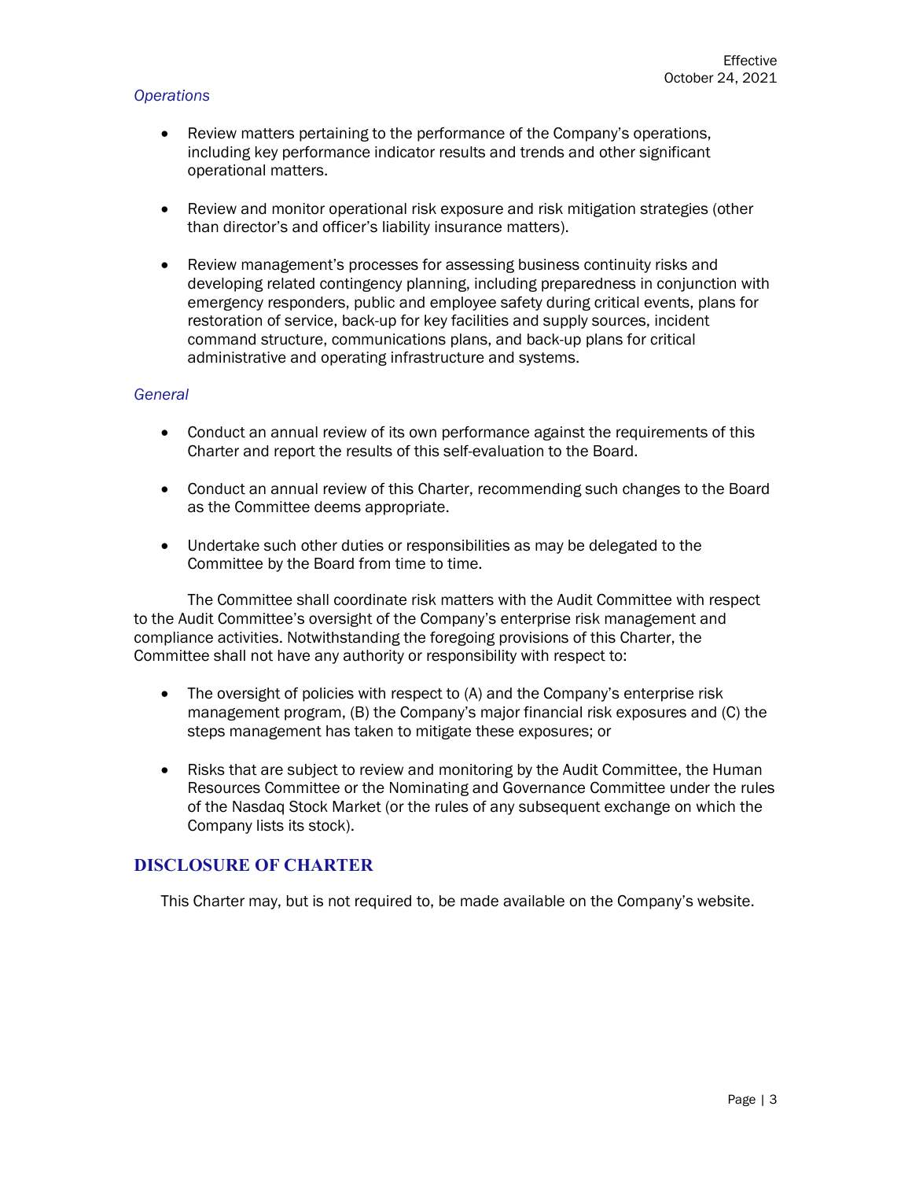*Operations*

- Review matters pertaining to the performance of the Company's operations, including key performance indicator results and trends and other significant operational matters.

- Review and monitor operational risk exposure and risk mitigation strategies (other than director's and officer's liability insurance matters).

- Review management's processes for assessing business continuity risks and developing related contingency planning, including preparedness in conjunction with emergency responders, public and employee safety during critical events, plans for restoration of service, back-up for key facilities and supply sources, incident command structure, communications plans, and back-up plans for critical administrative and operating infrastructure and systems.

*General*

- Conduct an annual review of its own performance against the requirements of this Charter and report the results of this self-evaluation to the Board.

- Conduct an annual review of this Charter, recommending such changes to the Board as the Committee deems appropriate.

- Undertake such other duties or responsibilities as may be delegated to the Committee by the Board from time to time.

The Committee shall coordinate risk matters with the Audit Committee with respect to the Audit Committee's oversight of the Company's enterprise risk management and compliance activities. Notwithstanding the foregoing provisions of this Charter, the Committee shall not have any authority or responsibility with respect to:

- The oversight of policies with respect to (A) and the Company's enterprise risk management program, (B) the Company's major financial risk exposures and (C) the steps management has taken to mitigate these exposures; or

- Risks that are subject to review and monitoring by the Audit Committee, the Human Resources Committee or the Nominating and Governance Committee under the rules of the Nasdaq Stock Market (or the rules of any subsequent exchange on which the Company lists its stock).

## DISCLOSURE OF CHARTER

This Charter may, but is not required to, be made available on the Company's website.